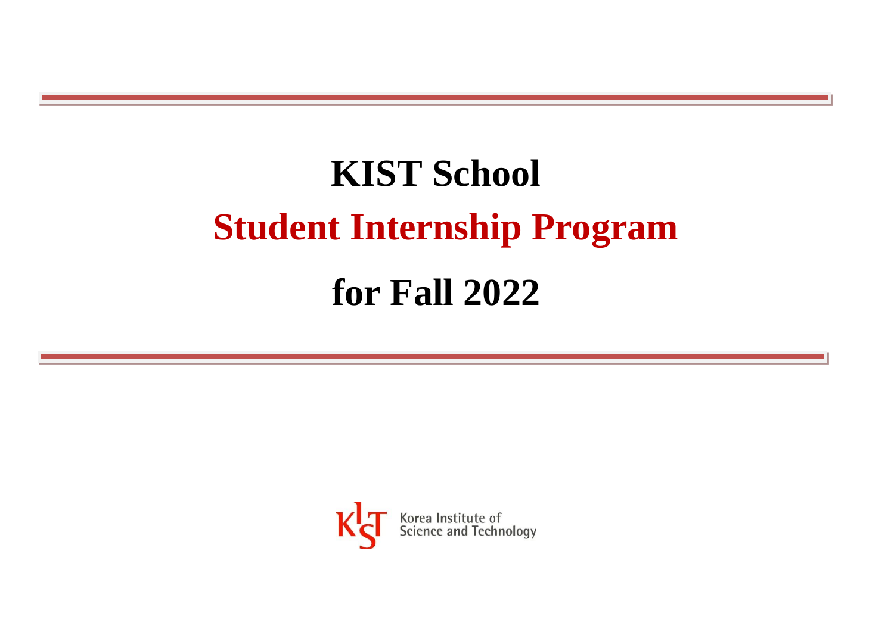# KIST School

# Student Internship Program

# for Fall 2022

Korea Institute of Science and Technology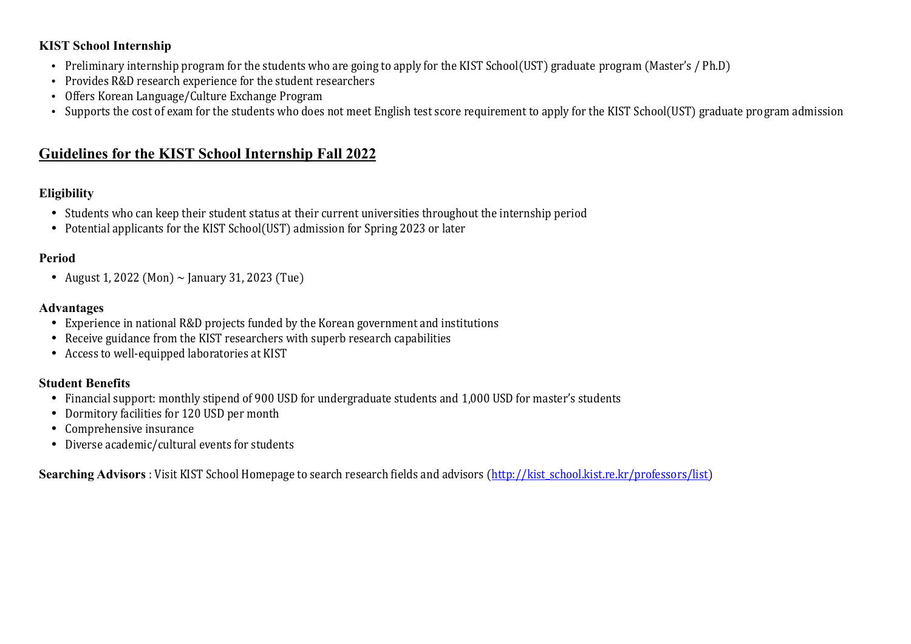**KIST School Internship**

- Preliminary internship program for the students who are going to apply for the KIST School(UST) graduate program (Master's / Ph.D)
- Provides R&D research experience for the student researchers
- Offers Korean Language/Culture Exchange Program
- Supports the cost of exam for the students who does not meet English test score requirement to apply for the KIST School(UST) graduate program admission

## Guidelines for the KIST School Internship Fall 2022

### Eligibility

- Students who can keep their student status at their current universities throughout the internship period
- Potential applicants for the KIST School(UST) admission for Spring 2023 or later

### Period

- August 1, 2022 (Mon) ~ January 31, 2023 (Tue)

### Advantages

- Experience in national R&D projects funded by the Korean government and institutions
- Receive guidance from the KIST researchers with superb research capabilities
- Access to well-equipped laboratories at KIST

### Student Benefits

- Financial support: monthly stipend of 900 USD for undergraduate students and 1,000 USD for master's students
- Dormitory facilities for 120 USD per month
- Comprehensive insurance
- Diverse academic/cultural events for students

**Searching Advisors** : Visit KIST School Homepage to search research fields and advisors (http://kist_school.kist.re.kr/professors/list)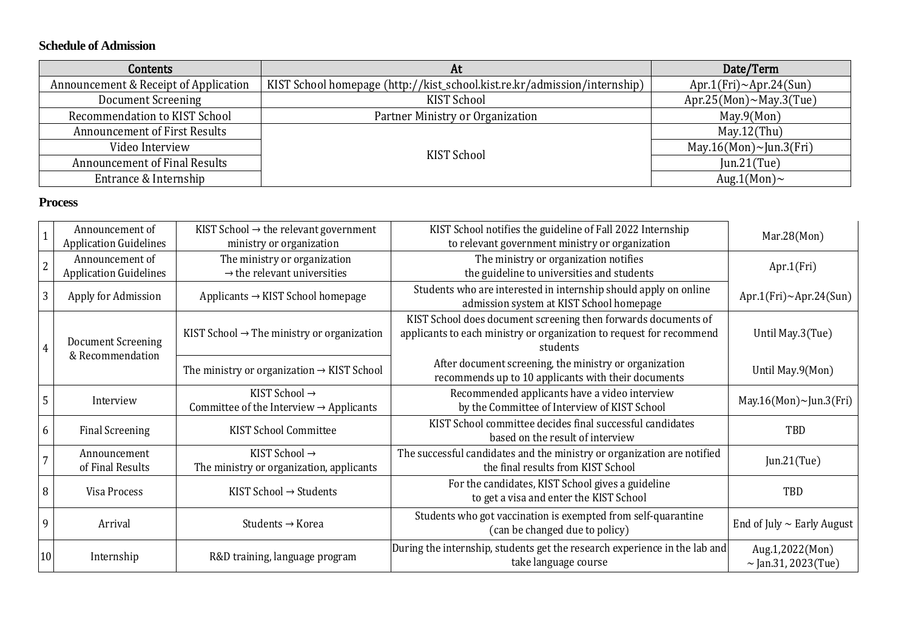**Schedule of Admission**

| Contents | At | Date/Term |
|---|---|---|
| Announcement & Receipt of Application | KIST School homepage (http://kist_school.kist.re.kr/admission/internship) | Apr.1(Fri)~Apr.24(Sun) |
| Document Screening | KIST School | Apr.25(Mon)~May.3(Tue) |
| Recommendation to KIST School | Partner Ministry or Organization | May.9(Mon) |
| Announcement of First Results | KIST School | May.12(Thu) |
| Video Interview | | May.16(Mon)~Jun.3(Fri) |
| Announcement of Final Results | | Jun.21(Tue) |
| Entrance & Internship | | Aug.1(Mon)~ |

**Process**

| | | | | |
|---|---|---|---|---|
| 1 | Announcement of Application Guidelines | KIST School → the relevant government ministry or organization | KIST School notifies the guideline of Fall 2022 Internship to relevant government ministry or organization | Mar.28(Mon) |
| 2 | Announcement of Application Guidelines | The ministry or organization → the relevant universities | The ministry or organization notifies the guideline to universities and students | Apr.1(Fri) |
| 3 | Apply for Admission | Applicants → KIST School homepage | Students who are interested in internship should apply on online admission system at KIST School homepage | Apr.1(Fri)~Apr.24(Sun) |
| 4 | Document Screening & Recommendation | KIST School → The ministry or organization | KIST School does document screening then forwards documents of applicants to each ministry or organization to request for recommend students | Until May.3(Tue) |
| | | The ministry or organization → KIST School | After document screening, the ministry or organization recommends up to 10 applicants with their documents | Until May.9(Mon) |
| 5 | Interview | KIST School → Committee of the Interview → Applicants | Recommended applicants have a video interview by the Committee of Interview of KIST School | May.16(Mon)~Jun.3(Fri) |
| 6 | Final Screening | KIST School Committee | KIST School committee decides final successful candidates based on the result of interview | TBD |
| 7 | Announcement of Final Results | KIST School → The ministry or organization, applicants | The successful candidates and the ministry or organization are notified the final results from KIST School | Jun.21(Tue) |
| 8 | Visa Process | KIST School → Students | For the candidates, KIST School gives a guideline to get a visa and enter the KIST School | TBD |
| 9 | Arrival | Students → Korea | Students who got vaccination is exempted from self-quarantine (can be changed due to policy) | End of July ~ Early August |
| 10 | Internship | R&D training, language program | During the internship, students get the research experience in the lab and take language course | Aug.1,2022(Mon) ~ Jan.31, 2023(Tue) |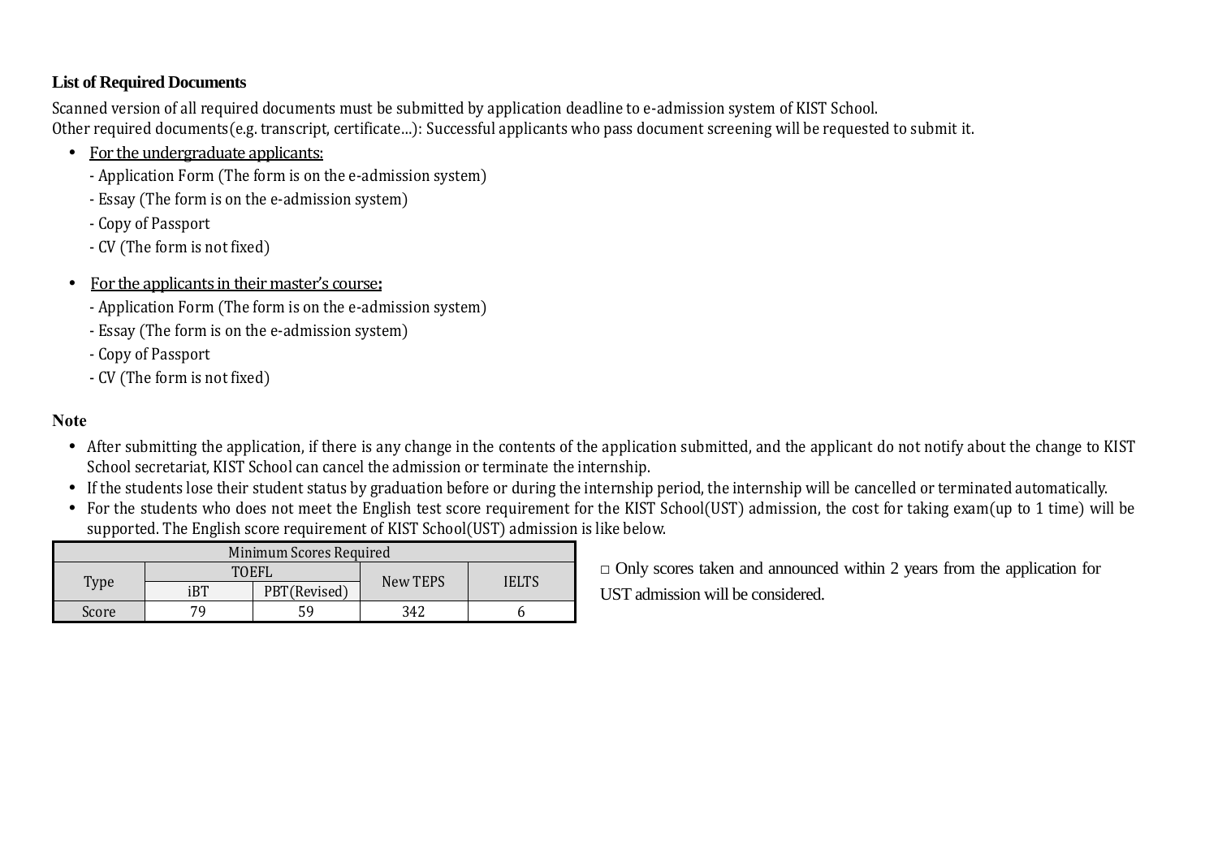**List of Required Documents**

Scanned version of all required documents must be submitted by application deadline to e-admission system of KIST School.
Other required documents(e.g. transcript, certificate…): Successful applicants who pass document screening will be requested to submit it.

- For the undergraduate applicants:
  - Application Form (The form is on the e-admission system)
  - Essay (The form is on the e-admission system)
  - Copy of Passport
  - CV (The form is not fixed)

- For the applicants in their master's course:
  - Application Form (The form is on the e-admission system)
  - Essay (The form is on the e-admission system)
  - Copy of Passport
  - CV (The form is not fixed)

**Note**

- After submitting the application, if there is any change in the contents of the application submitted, and the applicant do not notify about the change to KIST School secretariat, KIST School can cancel the admission or terminate the internship.
- If the students lose their student status by graduation before or during the internship period, the internship will be cancelled or terminated automatically.
- For the students who does not meet the English test score requirement for the KIST School(UST) admission, the cost for taking exam(up to 1 time) will be supported. The English score requirement of KIST School(UST) admission is like below.

| Minimum Scores Required | | | | |
|---|---|---|---|---|
| Type | TOEFL | | New TEPS | IELTS |
| | iBT | PBT(Revised) | | |
| Score | 79 | 59 | 342 | 6 |

□ Only scores taken and announced within 2 years from the application for UST admission will be considered.